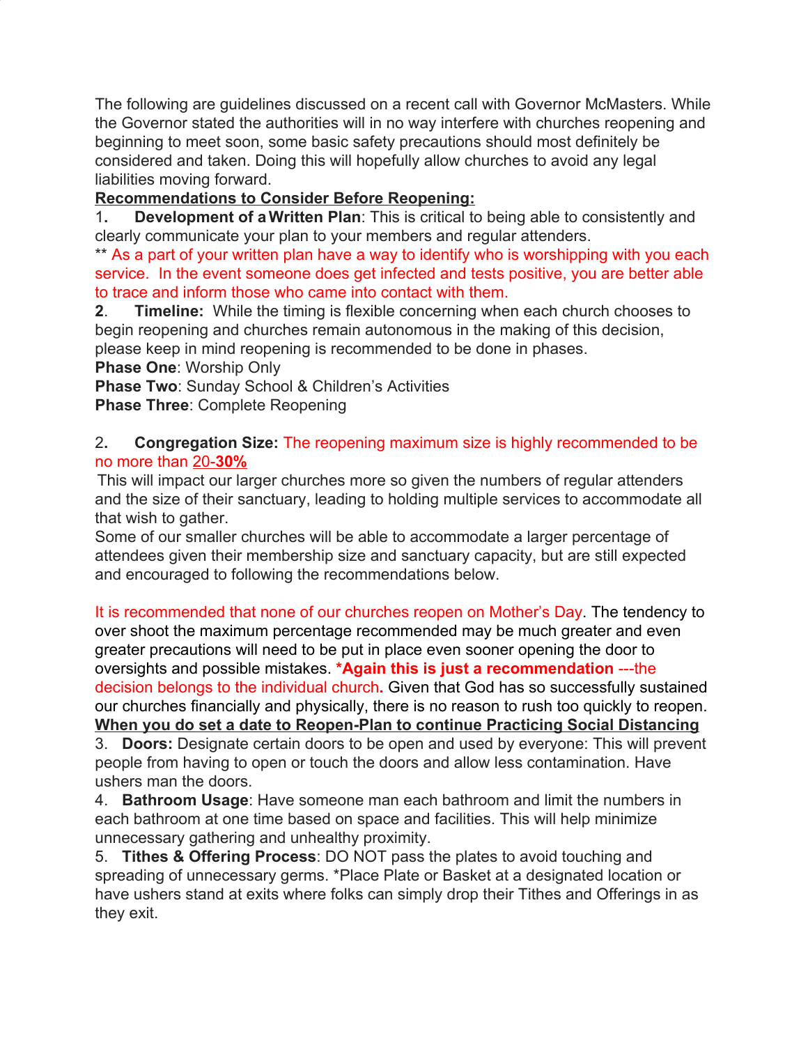The following are guidelines discussed on a recent call with Governor McMasters. While the Governor stated the authorities will in no way interfere with churches reopening and beginning to meet soon, some basic safety precautions should most definitely be considered and taken. Doing this will hopefully allow churches to avoid any legal liabilities moving forward.

**Recommendations to Consider Before Reopening:**

1. **Development of a Written Plan**: This is critical to being able to consistently and clearly communicate your plan to your members and regular attenders.

** As a part of your written plan have a way to identify who is worshipping with you each service. In the event someone does get infected and tests positive, you are better able to trace and inform those who came into contact with them.

**2**. **Timeline:** While the timing is flexible concerning when each church chooses to begin reopening and churches remain autonomous in the making of this decision, please keep in mind reopening is recommended to be done in phases.

**Phase One**: Worship Only
**Phase Two**: Sunday School & Children's Activities
**Phase Three**: Complete Reopening

2. **Congregation Size:** The reopening maximum size is highly recommended to be no more than 20-**30%**

This will impact our larger churches more so given the numbers of regular attenders and the size of their sanctuary, leading to holding multiple services to accommodate all that wish to gather.

Some of our smaller churches will be able to accommodate a larger percentage of attendees given their membership size and sanctuary capacity, but are still expected and encouraged to following the recommendations below.

It is recommended that none of our churches reopen on Mother's Day. The tendency to over shoot the maximum percentage recommended may be much greater and even greater precautions will need to be put in place even sooner opening the door to oversights and possible mistakes. ***Again this is just a recommendation** ---the decision belongs to the individual church**.** Given that God has so successfully sustained our churches financially and physically, there is no reason to rush too quickly to reopen.

**When you do set a date to Reopen-Plan to continue Practicing Social Distancing**

3. **Doors:** Designate certain doors to be open and used by everyone: This will prevent people from having to open or touch the doors and allow less contamination. Have ushers man the doors.

4. **Bathroom Usage**: Have someone man each bathroom and limit the numbers in each bathroom at one time based on space and facilities. This will help minimize unnecessary gathering and unhealthy proximity.

5. **Tithes & Offering Process**: DO NOT pass the plates to avoid touching and spreading of unnecessary germs. *Place Plate or Basket at a designated location or have ushers stand at exits where folks can simply drop their Tithes and Offerings in as they exit.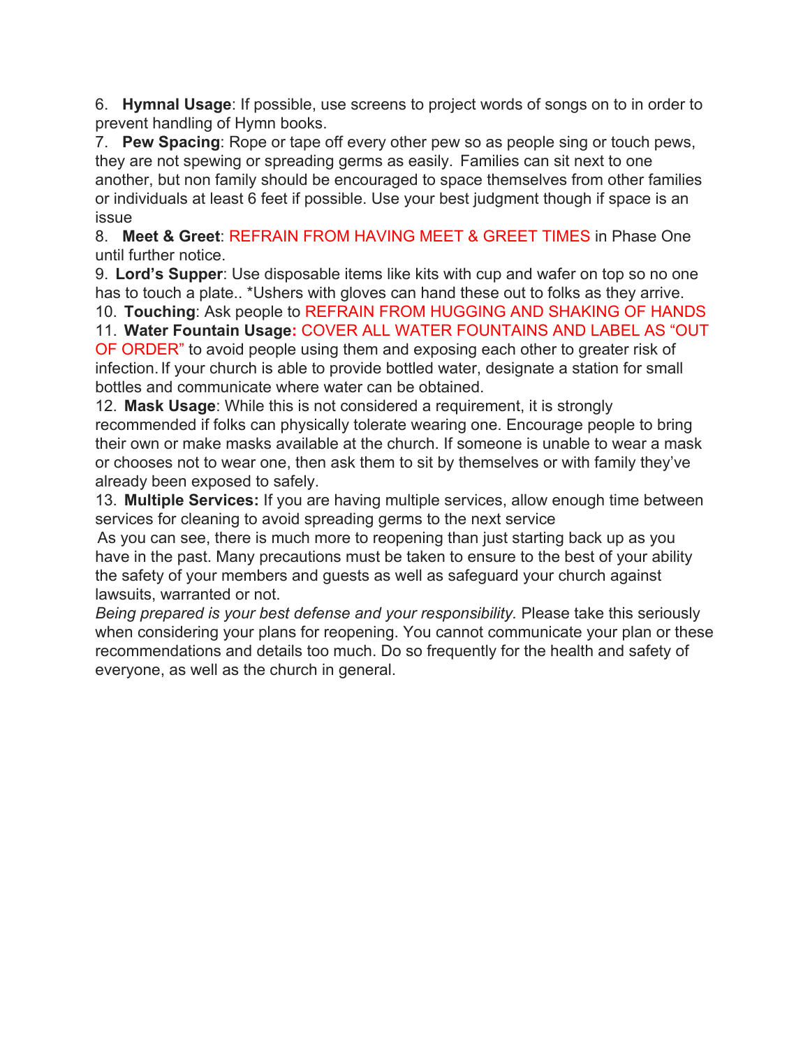6. **Hymnal Usage**: If possible, use screens to project words of songs on to in order to prevent handling of Hymn books.
7. **Pew Spacing**: Rope or tape off every other pew so as people sing or touch pews, they are not spewing or spreading germs as easily. Families can sit next to one another, but non family should be encouraged to space themselves from other families or individuals at least 6 feet if possible. Use your best judgment though if space is an issue
8. **Meet & Greet**: REFRAIN FROM HAVING MEET & GREET TIMES in Phase One until further notice.
9. **Lord's Supper**: Use disposable items like kits with cup and wafer on top so no one has to touch a plate.. *Ushers with gloves can hand these out to folks as they arrive.
10. **Touching**: Ask people to REFRAIN FROM HUGGING AND SHAKING OF HANDS
11. **Water Fountain Usage:** COVER ALL WATER FOUNTAINS AND LABEL AS "OUT OF ORDER" to avoid people using them and exposing each other to greater risk of infection. If your church is able to provide bottled water, designate a station for small bottles and communicate where water can be obtained.
12. **Mask Usage**: While this is not considered a requirement, it is strongly recommended if folks can physically tolerate wearing one. Encourage people to bring their own or make masks available at the church. If someone is unable to wear a mask or chooses not to wear one, then ask them to sit by themselves or with family they've already been exposed to safely.
13. **Multiple Services:** If you are having multiple services, allow enough time between services for cleaning to avoid spreading germs to the next service

As you can see, there is much more to reopening than just starting back up as you have in the past. Many precautions must be taken to ensure to the best of your ability the safety of your members and guests as well as safeguard your church against lawsuits, warranted or not.

*Being prepared is your best defense and your responsibility.* Please take this seriously when considering your plans for reopening. You cannot communicate your plan or these recommendations and details too much. Do so frequently for the health and safety of everyone, as well as the church in general.